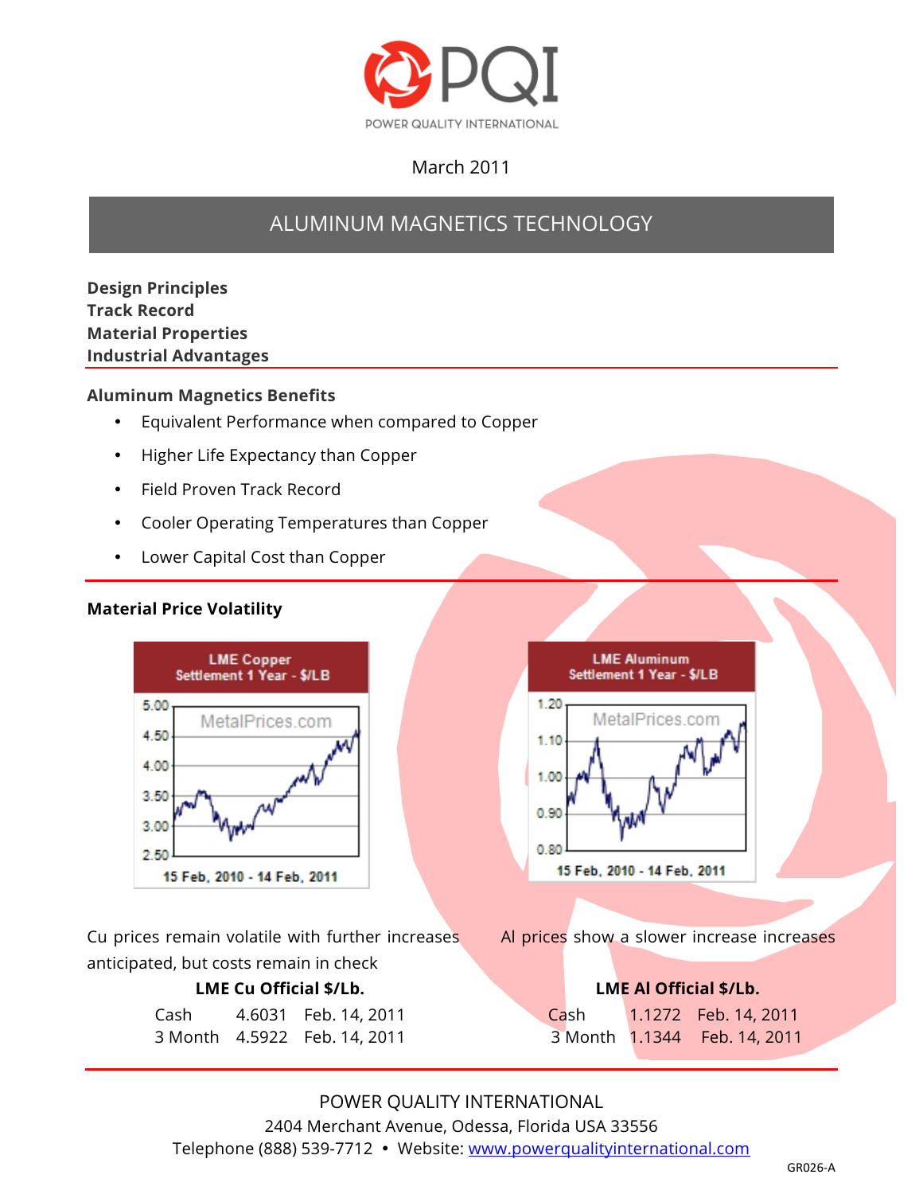# PQI

POWER QUALITY INTERNATIONAL

March 2011

## ALUMINUM MAGNETICS TECHNOLOGY

**Design Principles**
**Track Record**
**Material Properties**
**Industrial Advantages**

### Aluminum Magnetics Benefits

- Equivalent Performance when compared to Copper
- Higher Life Expectancy than Copper
- Field Proven Track Record
- Cooler Operating Temperatures than Copper
- Lower Capital Cost than Copper

### Material Price Volatility

LME Copper Settlement 1 Year - $/LB

15 Feb, 2010 - 14 Feb, 2011

LME Aluminum Settlement 1 Year - $/LB

15 Feb, 2010 - 14 Feb, 2011

Cu prices remain volatile with further increases anticipated, but costs remain in check

**LME Cu Official $/Lb.**

| | | |
|---|---|---|
| Cash | 4.6031 | Feb. 14, 2011 |
| 3 Month | 4.5922 | Feb. 14, 2011 |

Al prices show a slower increase increases

**LME Al Official $/Lb.**

| | | |
|---|---|---|
| Cash | 1.1272 | Feb. 14, 2011 |
| 3 Month | 1.1344 | Feb. 14, 2011 |

POWER QUALITY INTERNATIONAL
2404 Merchant Avenue, Odessa, Florida USA 33556
Telephone (888) 539-7712 • Website: www.powerqualityinternational.com

GR026-A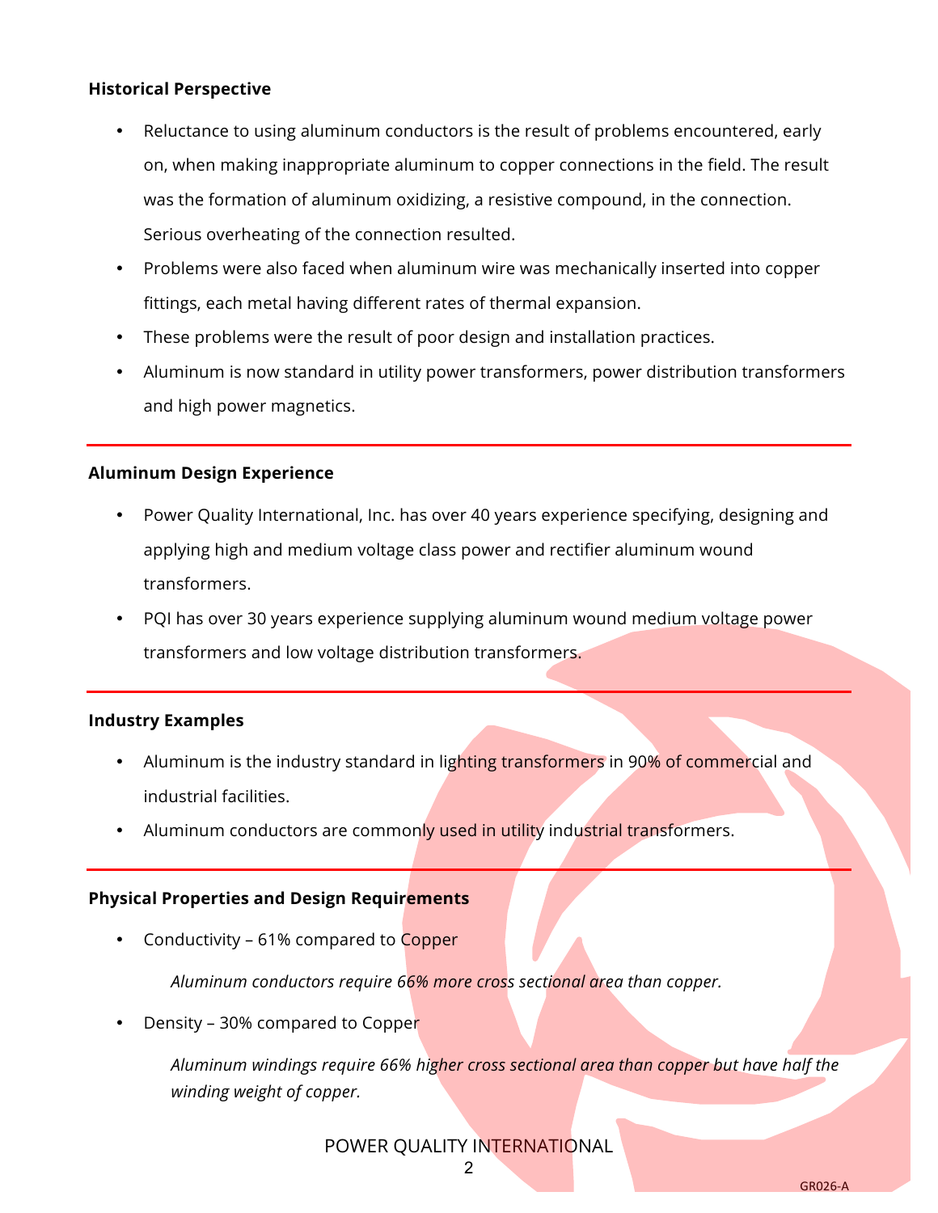**Historical Perspective**

- Reluctance to using aluminum conductors is the result of problems encountered, early on, when making inappropriate aluminum to copper connections in the field. The result was the formation of aluminum oxidizing, a resistive compound, in the connection. Serious overheating of the connection resulted.
- Problems were also faced when aluminum wire was mechanically inserted into copper fittings, each metal having different rates of thermal expansion.
- These problems were the result of poor design and installation practices.
- Aluminum is now standard in utility power transformers, power distribution transformers and high power magnetics.

---

**Aluminum Design Experience**

- Power Quality International, Inc. has over 40 years experience specifying, designing and applying high and medium voltage class power and rectifier aluminum wound transformers.
- PQI has over 30 years experience supplying aluminum wound medium voltage power transformers and low voltage distribution transformers.

---

**Industry Examples**

- Aluminum is the industry standard in lighting transformers in 90% of commercial and industrial facilities.
- Aluminum conductors are commonly used in utility industrial transformers.

---

**Physical Properties and Design Requirements**

- Conductivity – 61% compared to Copper

  *Aluminum conductors require 66% more cross sectional area than copper.*

- Density – 30% compared to Copper

  *Aluminum windings require 66% higher cross sectional area than copper but have half the winding weight of copper.*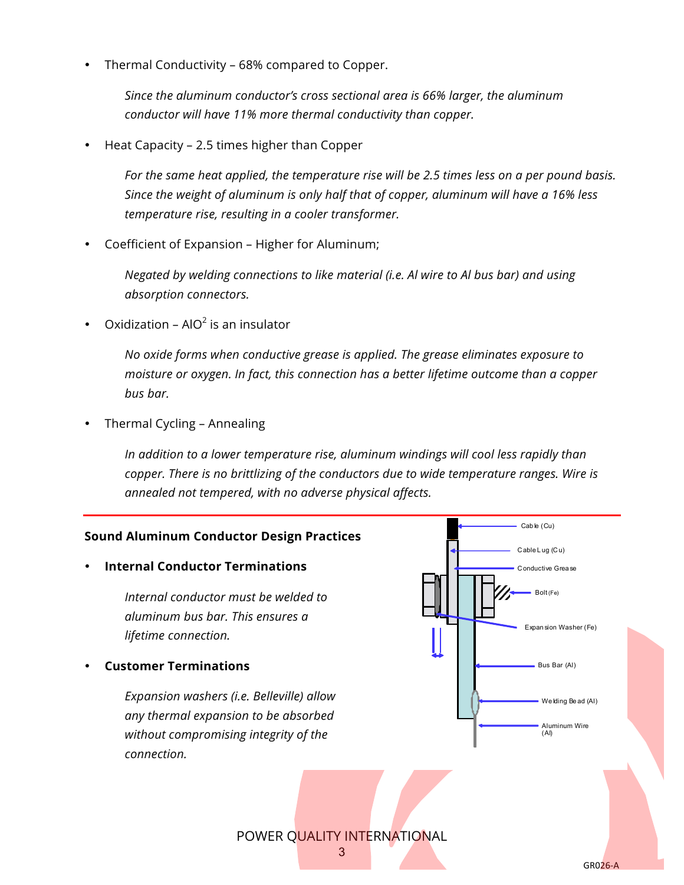- Thermal Conductivity – 68% compared to Copper.

  *Since the aluminum conductor's cross sectional area is 66% larger, the aluminum conductor will have 11% more thermal conductivity than copper.*

- Heat Capacity – 2.5 times higher than Copper

  *For the same heat applied, the temperature rise will be 2.5 times less on a per pound basis. Since the weight of aluminum is only half that of copper, aluminum will have a 16% less temperature rise, resulting in a cooler transformer.*

- Coefficient of Expansion – Higher for Aluminum;

  *Negated by welding connections to like material (i.e. Al wire to Al bus bar) and using absorption connectors.*

- Oxidization – $AlO^2$ is an insulator

  *No oxide forms when conductive grease is applied. The grease eliminates exposure to moisture or oxygen. In fact, this connection has a better lifetime outcome than a copper bus bar.*

- Thermal Cycling – Annealing

  *In addition to a lower temperature rise, aluminum windings will cool less rapidly than copper. There is no brittlizing of the conductors due to wide temperature ranges. Wire is annealed not tempered, with no adverse physical affects.*

---

**Sound Aluminum Conductor Design Practices**

- **Internal Conductor Terminations**

  *Internal conductor must be welded to aluminum bus bar. This ensures a lifetime connection.*

- **Customer Terminations**

  *Expansion washers (i.e. Belleville) allow any thermal expansion to be absorbed without compromising integrity of the connection.*

Cable (Cu)
Cable Lug (Cu)
Conductive Grease
Bolt (Fe)
Expansion Washer (Fe)
Bus Bar (Al)
Welding Bead (Al)
Aluminum Wire (Al)

POWER QUALITY INTERNATIONAL

GR026-A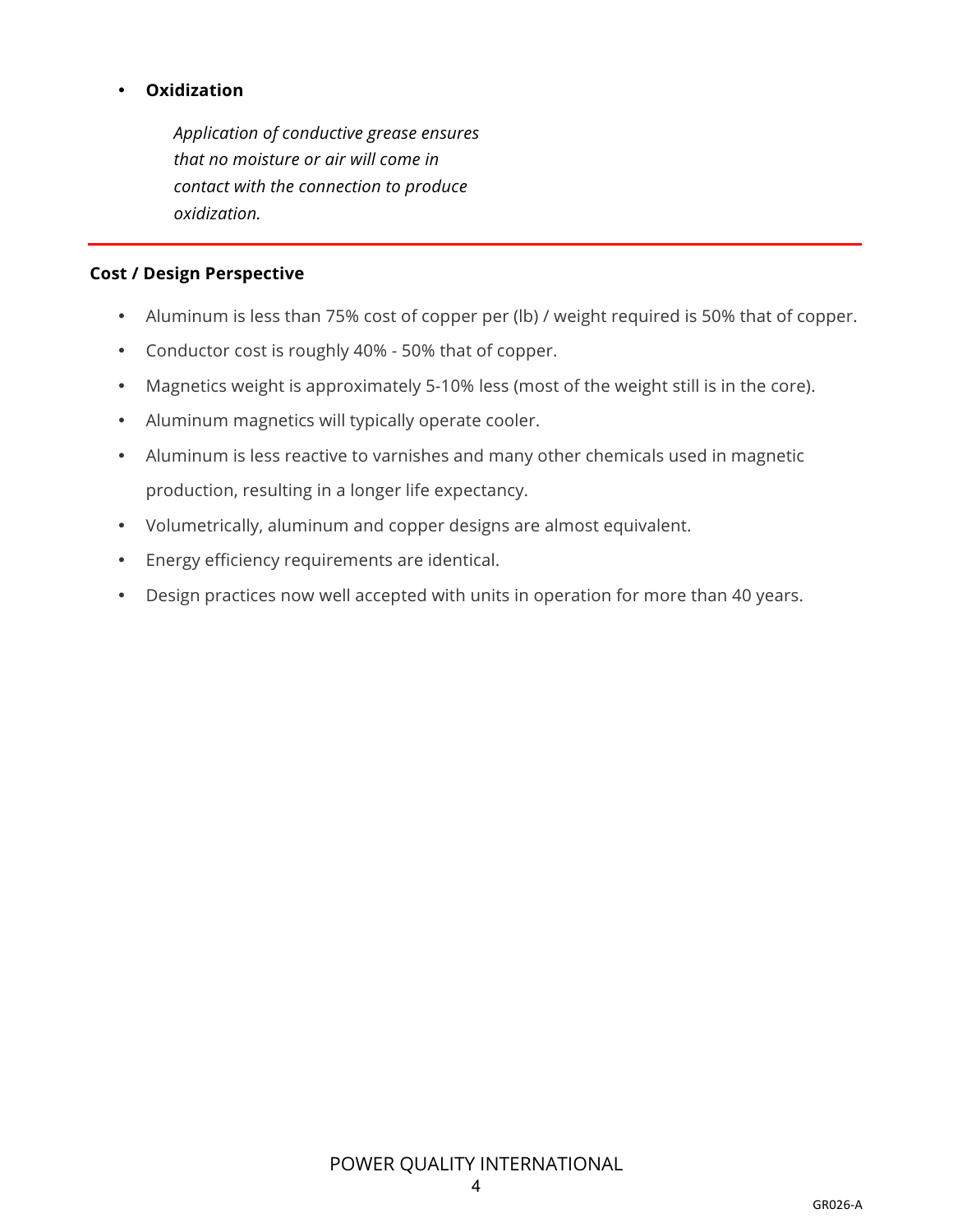- **Oxidization**

  *Application of conductive grease ensures that no moisture or air will come in contact with the connection to produce oxidization.*

---

**Cost / Design Perspective**

- Aluminum is less than 75% cost of copper per (lb) / weight required is 50% that of copper.
- Conductor cost is roughly 40% - 50% that of copper.
- Magnetics weight is approximately 5-10% less (most of the weight still is in the core).
- Aluminum magnetics will typically operate cooler.
- Aluminum is less reactive to varnishes and many other chemicals used in magnetic production, resulting in a longer life expectancy.
- Volumetrically, aluminum and copper designs are almost equivalent.
- Energy efficiency requirements are identical.
- Design practices now well accepted with units in operation for more than 40 years.